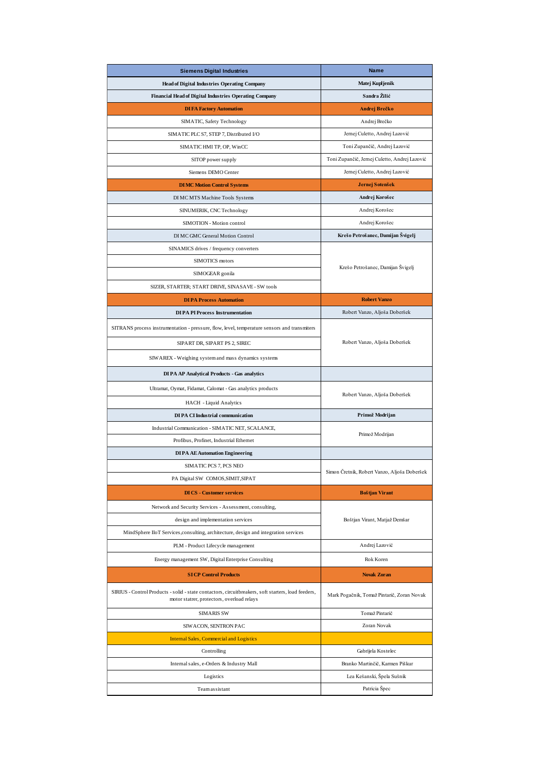| Siemens Digital Industries | Name |
|---|---|
| **Head of Digital Industries Operating Company** | **Matej Kupljenik** |
| **Financial Head of Digital Industries Operating Company** | **Sandra Žilić** |
| **DI FA Factory Automation** | **Andrej Brečko** |
| SIMATIC, Safety Technology | Andrej Brečko |
| SIMATIC PLC S7, STEP 7, Distributed I/O | Jernej Culetto, Andrej Lazović |
| SIMATIC HMI TP, OP, WinCC | Toni Zupančič, Andrej Lazović |
| SITOP power supply | Toni Zupančič, Jernej Culetto, Andrej Lazović |
| Siemens DEMO Center | Jernej Culetto, Andrej Lazović |
| **DI MC Motion Control Systems** | **Jernej Sotenšek** |
| DI MC MTS Machine Tools Systems | **Andrej Korošec** |
| SINUMERIK, CNC Technology | Andrej Korošec |
| SIMOTION - Motion control | Andrej Korošec |
| DI MC GMC General Motion Control | **Krešo Petrošanec, Damijan Švigelj** |
| SINAMICS drives / frequency converters | Krešo Petrošanec, Damijan Švigelj |
| SIMOTICS motors | |
| SIMOGEAR gonila | |
| SIZER, STARTER; START DRIVE, SINASAVE - SW tools | |
| **DI PA Process Automation** | **Robert Vanzo** |
| **DI PA PI Process Instrumentation** | Robert Vanzo, Aljoša Doberšek |
| SITRANS process instrumentation - pressure, flow, level, temperature sensors and transmiters | Robert Vanzo, Aljoša Doberšek |
| SIPART DR, SIPART PS 2, SIREC | |
| SIWAREX - Weighing system and mass dynamics systems | |
| **DI PA AP Analytical Products - Gas analytics** | |
| Ultramat, Oymat, Fidamat, Calomat - Gas analytics products | Robert Vanzo, Aljoša Doberšek |
| HACH - Liquid Analytics | |
| **DI PA CI Industrial communication** | **Primož Modrijan** |
| Industrial Communication - SIMATIC NET, SCALANCE, | Primož Modrijan |
| Profibus, Profinet, Industrial Ethernet | |
| **DI PA AE Automation Engineering** | |
| SIMATIC PCS 7, PCS NEO | Simon Čretnik, Robert Vanzo, Aljoša Doberšek |
| PA Digital SW COMOS,SIMIT,SIPAT | |
| **DI CS - Customer services** | **Boštjan Virant** |
| Network and Security Services - Assessment, consulting, | Boštjan Virant, Matjaž Demšar |
| design and implementation services | |
| MindSphere IIoT Services,consulting, architecture, design and integration services | |
| PLM - Product Lifecycle management | Andrej Lazović |
| Energy management SW, Digital Enterprise Consulting | Rok Koren |
| **SI CP Control Products** | **Novak Zoran** |
| SIRIUS - Control Products - solid - state contactors, circuitbreakers, soft starters, load feeders, motor statrer, protectors, overload relays | Mark Pogačnik, Tomaž Pintarič, Zoran Novak |
| SIMARIS SW | Tomaž Pintarič |
| SIWACON, SENTRON PAC | Zoran Novak |
| Internal Sales, Commercial and Logistics | |
| Controlling | Gabrijela Kostelec |
| Internal sales, e-Orders & Industry Mall | Branko Martinčič, Karmen Piškur |
| Logistics | Lea Kešanski, Špela Sušnik |
| Team assistant | Patricia Špec |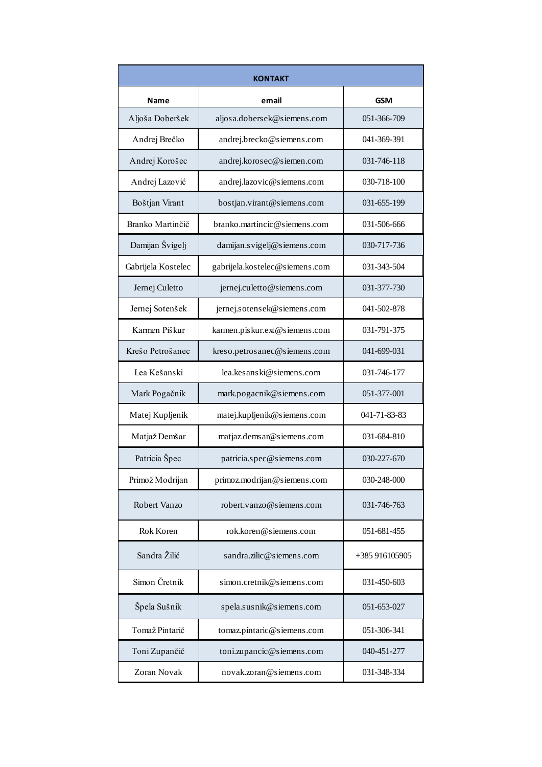| KONTAKT | | |
|---|---|---|
| **Name** | **email** | **GSM** |
| Aljoša Doberšek | aljosa.dobersek@siemens.com | 051-366-709 |
| Andrej Brečko | andrej.brecko@siemens.com | 041-369-391 |
| Andrej Korošec | andrej.korosec@siemen.com | 031-746-118 |
| Andrej Lazović | andrej.lazovic@siemens.com | 030-718-100 |
| Boštjan Virant | bostjan.virant@siemens.com | 031-655-199 |
| Branko Martinčič | branko.martincic@siemens.com | 031-506-666 |
| Damijan Švigelj | damijan.svigelj@siemens.com | 030-717-736 |
| Gabrijela Kostelec | gabrijela.kostelec@siemens.com | 031-343-504 |
| Jernej Culetto | jernej.culetto@siemens.com | 031-377-730 |
| Jernej Sotenšek | jernej.sotensek@siemens.com | 041-502-878 |
| Karmen Piškur | karmen.piskur.ext@siemens.com | 031-791-375 |
| Krešo Petrošanec | kreso.petrosanec@siemens.com | 041-699-031 |
| Lea Kešanski | lea.kesanski@siemens.com | 031-746-177 |
| Mark Pogačnik | mark.pogacnik@siemens.com | 051-377-001 |
| Matej Kupljenik | matej.kupljenik@siemens.com | 041-71-83-83 |
| Matjaž Demšar | matjaz.demsar@siemens.com | 031-684-810 |
| Patricia Špec | patricia.spec@siemens.com | 030-227-670 |
| Primož Modrijan | primoz.modrijan@siemens.com | 030-248-000 |
| Robert Vanzo | robert.vanzo@siemens.com | 031-746-763 |
| Rok Koren | rok.koren@siemens.com | 051-681-455 |
| Sandra Žilić | sandra.zilic@siemens.com | +385 916105905 |
| Simon Čretnik | simon.cretnik@siemens.com | 031-450-603 |
| Špela Sušnik | spela.susnik@siemens.com | 051-653-027 |
| Tomaž Pintarič | tomaz.pintaric@siemens.com | 051-306-341 |
| Toni Zupančič | toni.zupancic@siemens.com | 040-451-277 |
| Zoran Novak | novak.zoran@siemens.com | 031-348-334 |